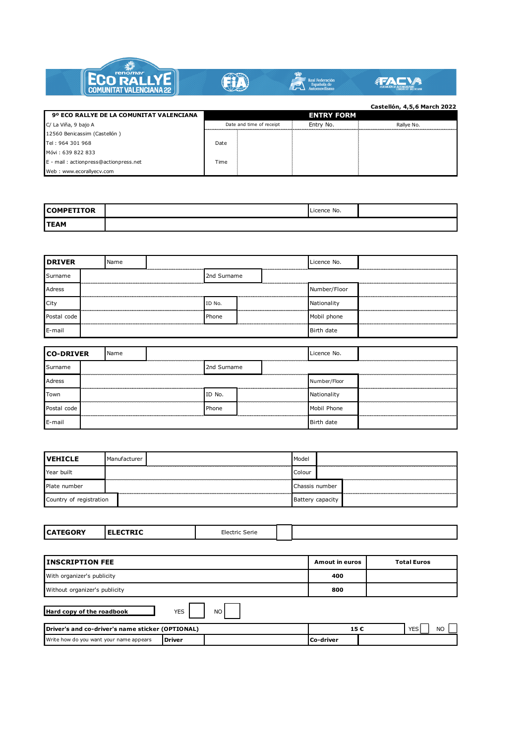Castellón, 4,5,6 March 2022

| 9º ECO RALLYE DE LA COMUNITAT VALENCIANA | ENTRY FORM | | | |
|---|---|---|---|---|
| C/ La Viña, 9 bajo A | Date and time of receipt | | Entry No. | Rallye No. |
| 12560 Benicassim (Castellón ) | | | | |
| Tel : 964 301 968 | Date | | | |
| Móvi : 639 822 833 | | | | |
| E - mail : actionpress@actionpress.net | Time | | | |
| Web : www.ecorallyecv.com | | | | |

| **COMPETITOR** | | Licence No. | |
|---|---|---|---|
| **TEAM** | | | |

| **DRIVER** | Name | | Licence No. | |
|---|---|---|---|---|
| Surname | | 2nd Surname | | |
| Adress | | | Number/Floor | |
| City | | ID No. | Nationality | |
| Postal code | | Phone | Mobil phone | |
| E-mail | | | Birth date | |

| **CO-DRIVER** | Name | | Licence No. | |
|---|---|---|---|---|
| Surname | | 2nd Surname | | |
| Adress | | | Number/Floor | |
| Town | | ID No. | Nationality | |
| Postal code | | Phone | Mobil Phone | |
| E-mail | | | Birth date | |

| **VEHICLE** | Manufacturer | | Model | |
|---|---|---|---|---|
| Year built | | | Colour | |
| Plate number | | | Chassis number | |
| Country of registration | | | Battery capacity | |

| **CATEGORY** | **ELECTRIC** | Electric Serie | | |
|---|---|---|---|---|

| **INSCRIPTION FEE** | **Amout in euros** | **Total Euros** |
|---|---|---|
| With organizer's publicity | **400** | |
| Without organizer's publicity | **800** | |

**Hard copy of the roadbook** YES ☐ NO ☐

| **Driver's and co-driver's name sticker (OPTIONAL)** | | **15 €** | YES ☐ NO ☐ |
|---|---|---|---|
| Write how do you want your name appears | **Driver** | **Co-driver** | |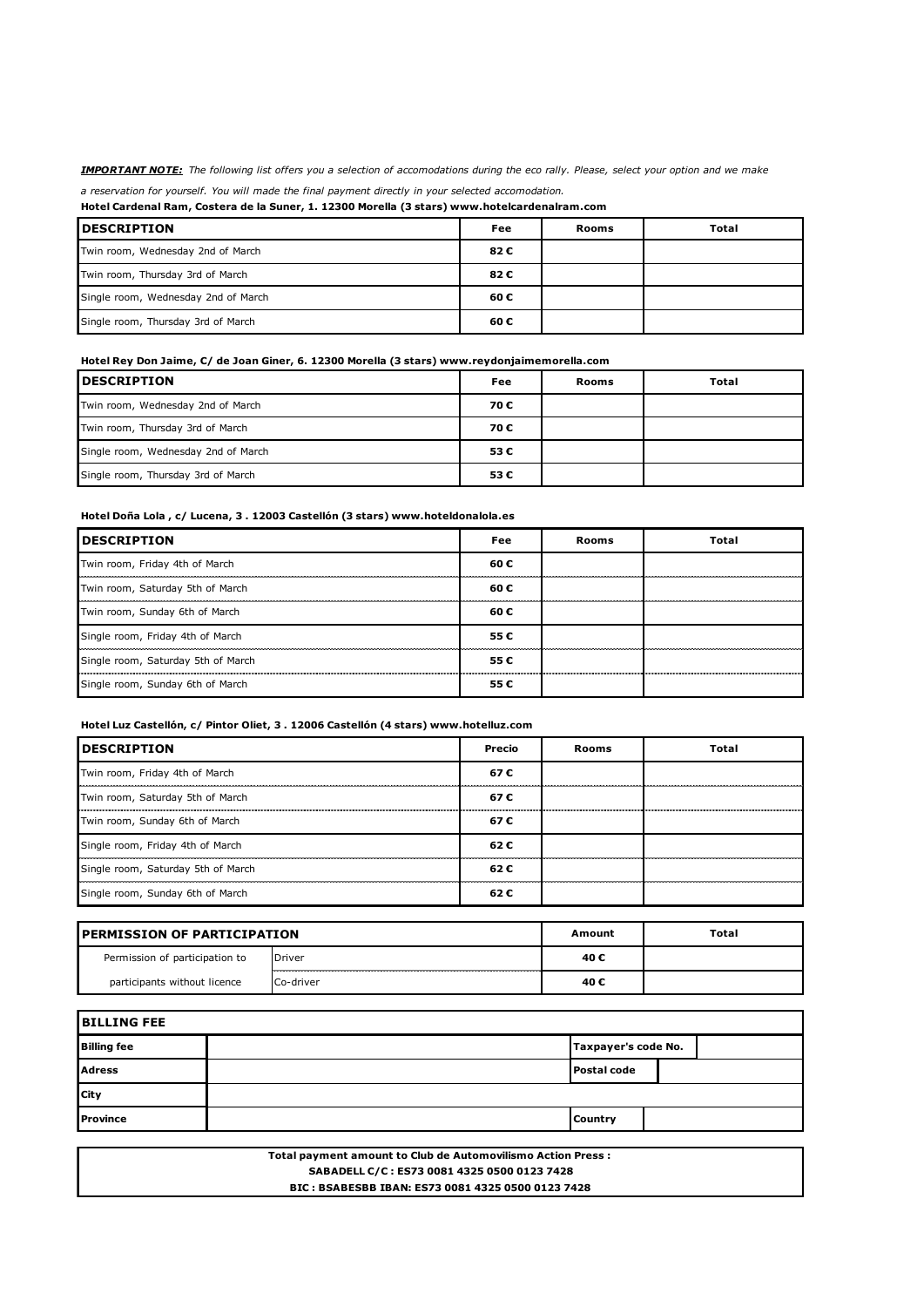***IMPORTANT NOTE:*** *The following list offers you a selection of accomodations during the eco rally. Please, select your option and we make a reservation for yourself. You will made the final payment directly in your selected accomodation.*

**Hotel Cardenal Ram, Costera de la Suner, 1. 12300 Morella (3 stars) www.hotelcardenalram.com**

| DESCRIPTION | Fee | Rooms | Total |
|---|---|---|---|
| Twin room, Wednesday 2nd of March | 82 € | | |
| Twin room, Thursday 3rd of March | 82 € | | |
| Single room, Wednesday 2nd of March | 60 € | | |
| Single room, Thursday 3rd of March | 60 € | | |

**Hotel Rey Don Jaime, C/ de Joan Giner, 6. 12300 Morella (3 stars) www.reydonjaimemorella.com**

| DESCRIPTION | Fee | Rooms | Total |
|---|---|---|---|
| Twin room, Wednesday 2nd of March | 70 € | | |
| Twin room, Thursday 3rd of March | 70 € | | |
| Single room, Wednesday 2nd of March | 53 € | | |
| Single room, Thursday 3rd of March | 53 € | | |

**Hotel Doña Lola , c/ Lucena, 3 . 12003 Castellón (3 stars) www.hoteldonalola.es**

| DESCRIPTION | Fee | Rooms | Total |
|---|---|---|---|
| Twin room, Friday 4th of March | 60 € | | |
| Twin room, Saturday 5th of March | 60 € | | |
| Twin room, Sunday 6th of March | 60 € | | |
| Single room, Friday 4th of March | 55 € | | |
| Single room, Saturday 5th of March | 55 € | | |
| Single room, Sunday 6th of March | 55 € | | |

**Hotel Luz Castellón, c/ Pintor Oliet, 3 . 12006 Castellón (4 stars) www.hotelluz.com**

| DESCRIPTION | Precio | Rooms | Total |
|---|---|---|---|
| Twin room, Friday 4th of March | 67 € | | |
| Twin room, Saturday 5th of March | 67 € | | |
| Twin room, Sunday 6th of March | 67 € | | |
| Single room, Friday 4th of March | 62 € | | |
| Single room, Saturday 5th of March | 62 € | | |
| Single room, Sunday 6th of March | 62 € | | |

| PERMISSION OF PARTICIPATION | | Amount | Total |
|---|---|---|---|
| Permission of participation to | Driver | 40 € | |
| participants without licence | Co-driver | 40 € | |

| BILLING FEE | | | |
|---|---|---|---|
| **Billing fee** | | **Taxpayer's code No.** | |
| **Adress** | | **Postal code** | |
| **City** | | | |
| **Province** | | **Country** | |

**Total payment amount to Club de Automovilismo Action Press :**
**SABADELL C/C : ES73 0081 4325 0500 0123 7428**
**BIC : BSABESBB IBAN: ES73 0081 4325 0500 0123 7428**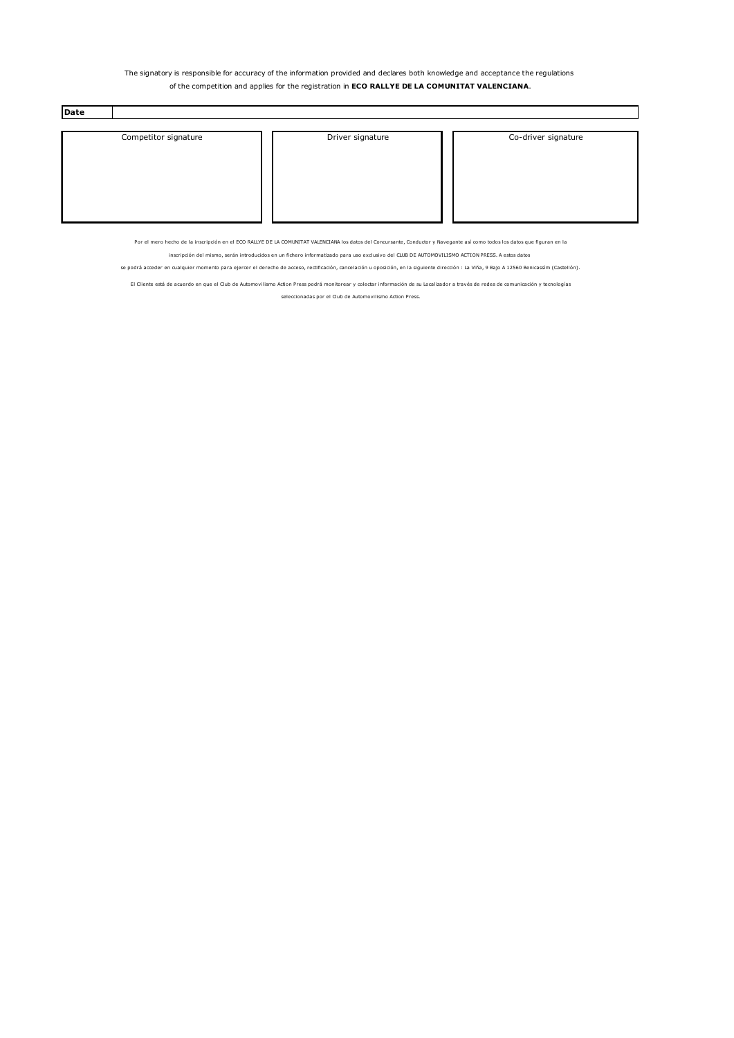The signatory is responsible for accuracy of the information provided and declares both knowledge and acceptance the regulations of the competition and applies for the registration in **ECO RALLYE DE LA COMUNITAT VALENCIANA**.

| **Date** | |
|---|---|

| Competitor signature | Driver signature | Co-driver signature |
|---|---|---|
| | | |

Por el mero hecho de la inscripción en el ECO RALLYE DE LA COMUNITAT VALENCIANA los datos del Concursante, Conductor y Navegante así como todos los datos que figuran en la inscripción del mismo, serán introducidos en un fichero informatizado para uso exclusivo del CLUB DE AUTOMOVILISMO ACTION PRESS. A estos datos se podrá acceder en cualquier momento para ejercer el derecho de acceso, rectificación, cancelación u oposición, en la siguiente dirección : La Viña, 9 Bajo A 12560 Benicassim (Castellón).

El Cliente está de acuerdo en que el Club de Automovilismo Action Press podrá monitorear y colectar información de su Localizador a través de redes de comunicación y tecnologías seleccionadas por el Club de Automovilismo Action Press.